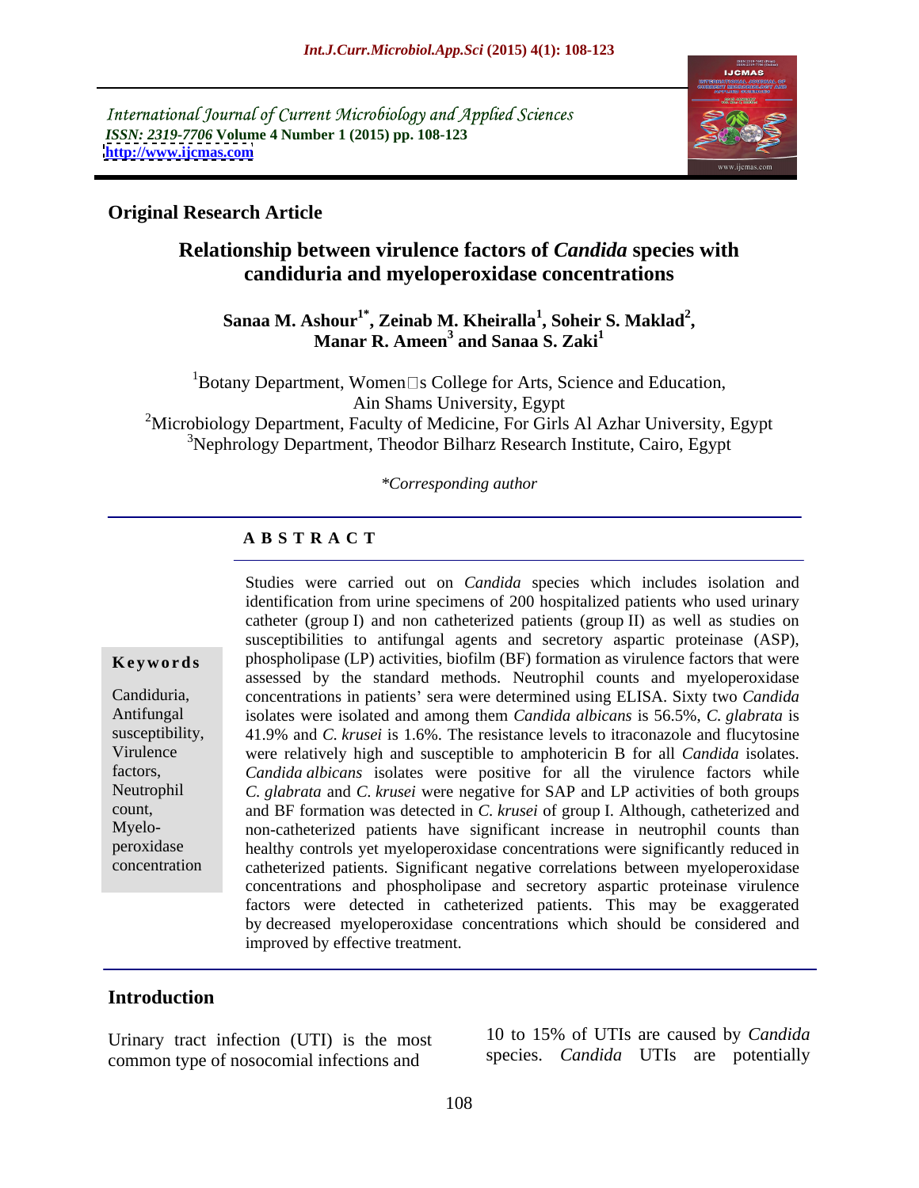International Journal of Current Microbiology and Applied Sciences
*ISSN: 2319-7706* **Volume 4 Number 1 (2015) pp. 108-123**
**http://www.ijcmas.com**

**Original Research Article**

# Relationship between virulence factors of *Candida* species with candiduria and myeloperoxidase concentrations

**Sanaa M. Ashour[1*], Zeinab M. Kheiralla[1], Soheir S. Maklad[2], Manar R. Ameen[3] and Sanaa S. Zaki[1]**

[1]Botany Department, Women's College for Arts, Science and Education, Ain Shams University, Egypt
[2]Microbiology Department, Faculty of Medicine, For Girls Al Azhar University, Egypt
[3]Nephrology Department, Theodor Bilharz Research Institute, Cairo, Egypt

*\*Corresponding author*

## ABSTRACT

**Keywords**

Candiduria, Antifungal susceptibility, Virulence factors, Neutrophil count, Myeloperoxidase concentration

Studies were carried out on *Candida* species which includes isolation and identification from urine specimens of 200 hospitalized patients who used urinary catheter (group I) and non catheterized patients (group II) as well as studies on susceptibilities to antifungal agents and secretory aspartic proteinase (ASP), phospholipase (LP) activities, biofilm (BF) formation as virulence factors that were assessed by the standard methods. Neutrophil counts and myeloperoxidase concentrations in patients' sera were determined using ELISA. Sixty two *Candida* isolates were isolated and among them *Candida albicans* is 56.5%, *C. glabrata* is 41.9% and *C. krusei* is 1.6%. The resistance levels to itraconazole and flucytosine were relatively high and susceptible to amphotericin B for all *Candida* isolates. *Candida albicans* isolates were positive for all the virulence factors while *C. glabrata* and *C. krusei* were negative for SAP and LP activities of both groups and BF formation was detected in *C. krusei* of group I. Although, catheterized and non-catheterized patients have significant increase in neutrophil counts than healthy controls yet myeloperoxidase concentrations were significantly reduced in catheterized patients. Significant negative correlations between myeloperoxidase concentrations and phospholipase and secretory aspartic proteinase virulence factors were detected in catheterized patients. This may be exaggerated by decreased myeloperoxidase concentrations which should be considered and improved by effective treatment.

## Introduction

Urinary tract infection (UTI) is the most common type of nosocomial infections and 10 to 15% of UTIs are caused by *Candida* species. *Candida* UTIs are potentially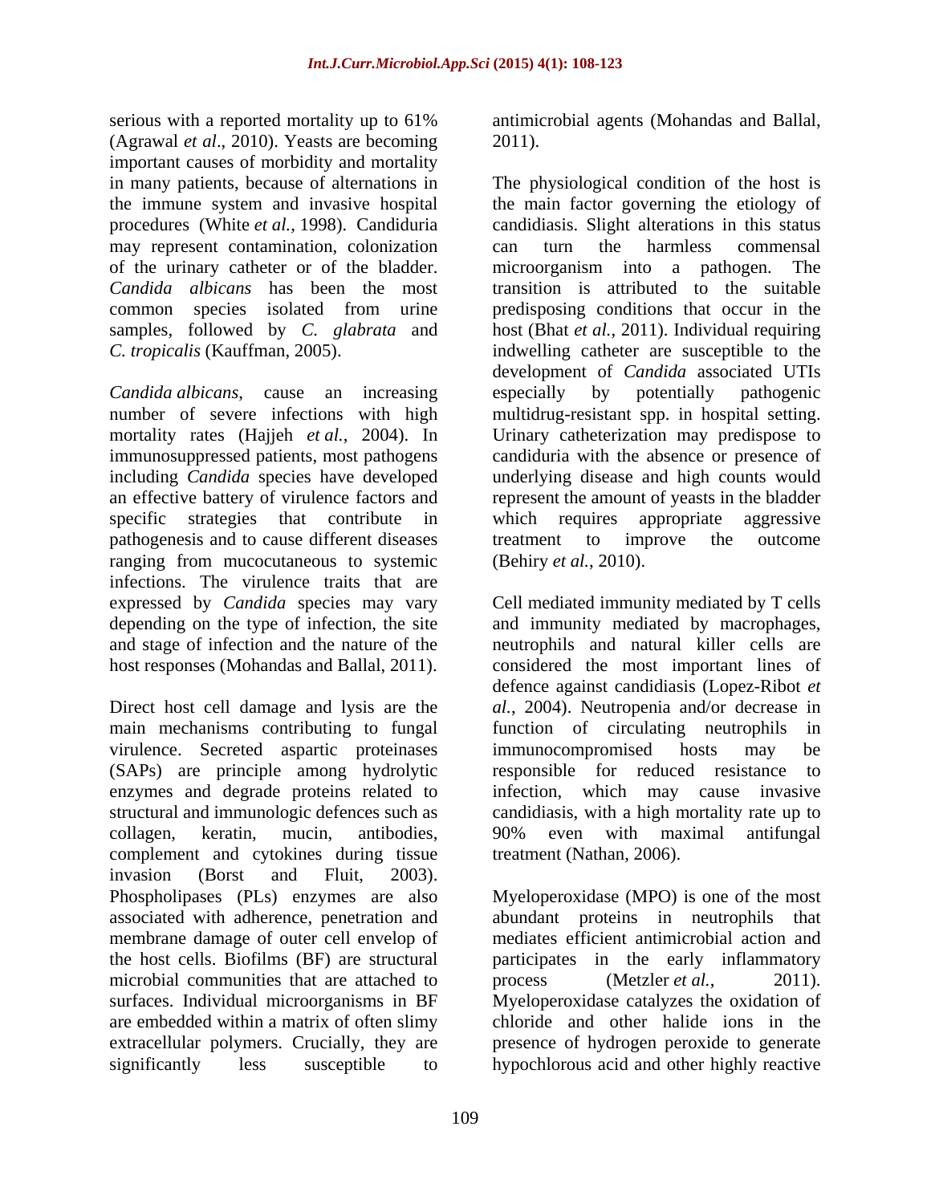serious with a reported mortality up to 61% (Agrawal *et al*., 2010). Yeasts are becoming important causes of morbidity and mortality in many patients, because of alternations in the immune system and invasive hospital procedures (White *et al.*, 1998). Candiduria may represent contamination, colonization of the urinary catheter or of the bladder. *Candida albicans* has been the most common species isolated from urine samples, followed by *C. glabrata* and *C. tropicalis* (Kauffman, 2005).

*Candida albicans*, cause an increasing number of severe infections with high mortality rates (Hajjeh *et al.*, 2004). In immunosuppressed patients, most pathogens including *Candida* species have developed an effective battery of virulence factors and specific strategies that contribute in pathogenesis and to cause different diseases ranging from mucocutaneous to systemic infections. The virulence traits that are expressed by *Candida* species may vary depending on the type of infection, the site and stage of infection and the nature of the host responses (Mohandas and Ballal, 2011).

Direct host cell damage and lysis are the main mechanisms contributing to fungal virulence. Secreted aspartic proteinases (SAPs) are principle among hydrolytic enzymes and degrade proteins related to structural and immunologic defences such as collagen, keratin, mucin, antibodies, complement and cytokines during tissue invasion (Borst and Fluit, 2003). Phospholipases (PLs) enzymes are also associated with adherence, penetration and membrane damage of outer cell envelop of the host cells. Biofilms (BF) are structural microbial communities that are attached to surfaces. Individual microorganisms in BF are embedded within a matrix of often slimy extracellular polymers. Crucially, they are significantly less susceptible to antimicrobial agents (Mohandas and Ballal, 2011).

The physiological condition of the host is the main factor governing the etiology of candidiasis. Slight alterations in this status can turn the harmless commensal microorganism into a pathogen. The transition is attributed to the suitable predisposing conditions that occur in the host (Bhat *et al.*, 2011). Individual requiring indwelling catheter are susceptible to the development of *Candida* associated UTIs especially by potentially pathogenic multidrug-resistant spp. in hospital setting. Urinary catheterization may predispose to candiduria with the absence or presence of underlying disease and high counts would represent the amount of yeasts in the bladder which requires appropriate aggressive treatment to improve the outcome (Behiry *et al.*, 2010).

Cell mediated immunity mediated by T cells and immunity mediated by macrophages, neutrophils and natural killer cells are considered the most important lines of defence against candidiasis (Lopez-Ribot *et al.*, 2004). Neutropenia and/or decrease in function of circulating neutrophils in immunocompromised hosts may be responsible for reduced resistance to infection, which may cause invasive candidiasis, with a high mortality rate up to 90% even with maximal antifungal treatment (Nathan, 2006).

Myeloperoxidase (MPO) is one of the most abundant proteins in neutrophils that mediates efficient antimicrobial action and participates in the early inflammatory process (Metzler *et al.*, 2011). Myeloperoxidase catalyzes the oxidation of chloride and other halide ions in the presence of hydrogen peroxide to generate hypochlorous acid and other highly reactive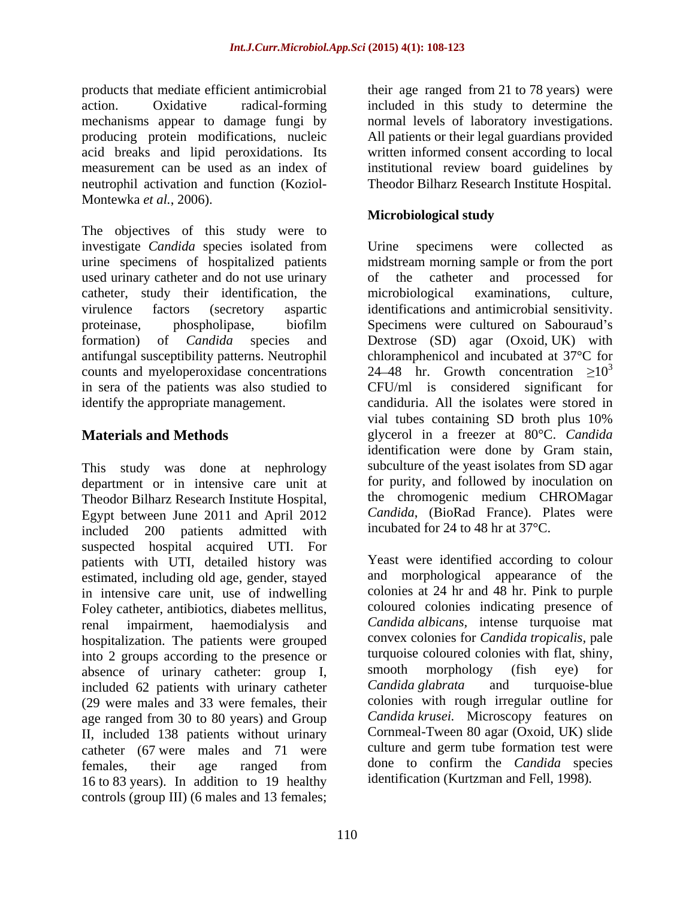products that mediate efficient antimicrobial action. Oxidative radical-forming mechanisms appear to damage fungi by producing protein modifications, nucleic acid breaks and lipid peroxidations. Its measurement can be used as an index of neutrophil activation and function (Koziol-Montewka *et al.*, 2006).

The objectives of this study were to investigate *Candida* species isolated from urine specimens of hospitalized patients used urinary catheter and do not use urinary catheter, study their identification, the virulence factors (secretory aspartic proteinase, phospholipase, biofilm formation) of *Candida* species and antifungal susceptibility patterns. Neutrophil counts and myeloperoxidase concentrations in sera of the patients was also studied to identify the appropriate management.

## Materials and Methods

This study was done at nephrology department or in intensive care unit at Theodor Bilharz Research Institute Hospital, Egypt between June 2011 and April 2012 included 200 patients admitted with suspected hospital acquired UTI. For patients with UTI, detailed history was estimated, including old age, gender, stayed in intensive care unit, use of indwelling Foley catheter, antibiotics, diabetes mellitus, renal impairment, haemodialysis and hospitalization. The patients were grouped into 2 groups according to the presence or absence of urinary catheter: group I, included 62 patients with urinary catheter (29 were males and 33 were females, their age ranged from 30 to 80 years) and Group II, included 138 patients without urinary catheter (67 were males and 71 were females, their age ranged from 16 to 83 years). In addition to 19 healthy controls (group III) (6 males and 13 females; their age ranged from 21 to 78 years) were included in this study to determine the normal levels of laboratory investigations. All patients or their legal guardians provided written informed consent according to local institutional review board guidelines by Theodor Bilharz Research Institute Hospital.

### Microbiological study

Urine specimens were collected as midstream morning sample or from the port of the catheter and processed for microbiological examinations, culture, identifications and antimicrobial sensitivity. Specimens were cultured on Sabouraud's Dextrose (SD) agar (Oxoid, UK) with chloramphenicol and incubated at 37°C for 24–48 hr. Growth concentration $\geq 10^3$ CFU/ml is considered significant for candiduria. All the isolates were stored in vial tubes containing SD broth plus 10% glycerol in a freezer at 80°C. *Candida* identification were done by Gram stain, subculture of the yeast isolates from SD agar for purity, and followed by inoculation on the chromogenic medium CHROMagar *Candida*, (BioRad France). Plates were incubated for 24 to 48 hr at 37°C.

Yeast were identified according to colour and morphological appearance of the colonies at 24 hr and 48 hr. Pink to purple coloured colonies indicating presence of *Candida albicans*, intense turquoise mat convex colonies for *Candida tropicalis*, pale turquoise coloured colonies with flat, shiny, smooth morphology (fish eye) for *Candida glabrata* and turquoise-blue colonies with rough irregular outline for *Candida krusei.* Microscopy features on Cornmeal-Tween 80 agar (Oxoid, UK) slide culture and germ tube formation test were done to confirm the *Candida* species identification (Kurtzman and Fell, 1998).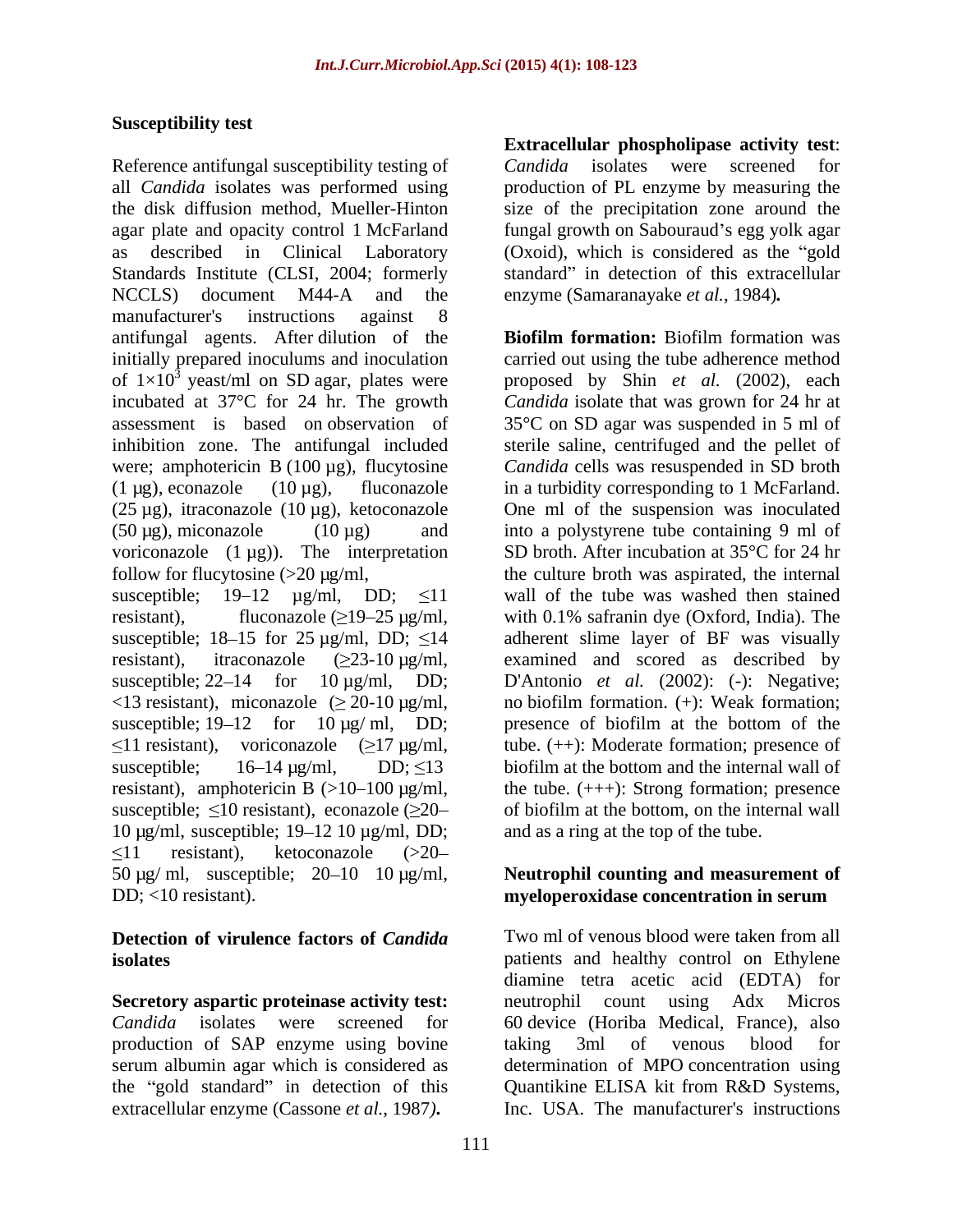### Susceptibility test

Reference antifungal susceptibility testing of all *Candida* isolates was performed using the disk diffusion method, Mueller-Hinton agar plate and opacity control 1 McFarland as described in Clinical Laboratory Standards Institute (CLSI, 2004; formerly NCCLS) document M44-A and the manufacturer's instructions against 8 antifungal agents. After dilution of the initially prepared inoculums and inoculation of $1\times10^3$ yeast/ml on SD agar, plates were incubated at 37°C for 24 hr. The growth assessment is based on observation of inhibition zone. The antifungal included were; amphotericin B (100 µg), flucytosine (1 µg), econazole (10 µg), fluconazole (25 µg), itraconazole (10 µg), ketoconazole (50 µg), miconazole (10 µg) and voriconazole (1 µg)). The interpretation follow for flucytosine (>20 µg/ml, susceptible; 19–12 µg/ml, DD; ≤11 resistant), fluconazole (≥19–25 µg/ml, susceptible; 18–15 for 25 µg/ml, DD; ≤14 resistant), itraconazole (≥23-10 µg/ml, susceptible; 22–14 for 10 µg/ml, DD; <13 resistant), miconazole (≥ 20-10 µg/ml, susceptible; 19–12 for 10 µg/ ml, DD; ≤11 resistant), voriconazole (≥17 µg/ml, susceptible; 16–14 µg/ml, DD; ≤13 resistant), amphotericin B (>10–100 µg/ml, susceptible; ≤10 resistant), econazole (≥20–10 µg/ml, susceptible; 19–12 10 µg/ml, DD; ≤11 resistant), ketoconazole (>20–50 µg/ ml, susceptible; 20–10 10 µg/ml, DD; <10 resistant).

### Detection of virulence factors of *Candida* isolates

**Secretory aspartic proteinase activity test:** *Candida* isolates were screened for production of SAP enzyme using bovine serum albumin agar which is considered as the "gold standard" in detection of this extracellular enzyme (Cassone *et al.*, 1987)**.**

**Extracellular phospholipase activity test**: *Candida* isolates were screened for production of PL enzyme by measuring the size of the precipitation zone around the fungal growth on Sabouraud's egg yolk agar (Oxoid), which is considered as the "gold standard" in detection of this extracellular enzyme (Samaranayake *et al.*, 1984)**.**

**Biofilm formation:** Biofilm formation was carried out using the tube adherence method proposed by Shin *et al.* (2002), each *Candida* isolate that was grown for 24 hr at 35°C on SD agar was suspended in 5 ml of sterile saline, centrifuged and the pellet of *Candida* cells was resuspended in SD broth in a turbidity corresponding to 1 McFarland. One ml of the suspension was inoculated into a polystyrene tube containing 9 ml of SD broth. After incubation at 35°C for 24 hr the culture broth was aspirated, the internal wall of the tube was washed then stained with 0.1% safranin dye (Oxford, India). The adherent slime layer of BF was visually examined and scored as described by D'Antonio *et al.* (2002): (-): Negative; no biofilm formation. (+): Weak formation; presence of biofilm at the bottom of the tube. (++): Moderate formation; presence of biofilm at the bottom and the internal wall of the tube. (+++): Strong formation; presence of biofilm at the bottom, on the internal wall and as a ring at the top of the tube.

### Neutrophil counting and measurement of myeloperoxidase concentration in serum

Two ml of venous blood were taken from all patients and healthy control on Ethylene diamine tetra acetic acid (EDTA) for neutrophil count using Adx Micros 60 device (Horiba Medical, France), also taking 3ml of venous blood for determination of MPO concentration using Quantikine ELISA kit from R&D Systems, Inc. USA. The manufacturer's instructions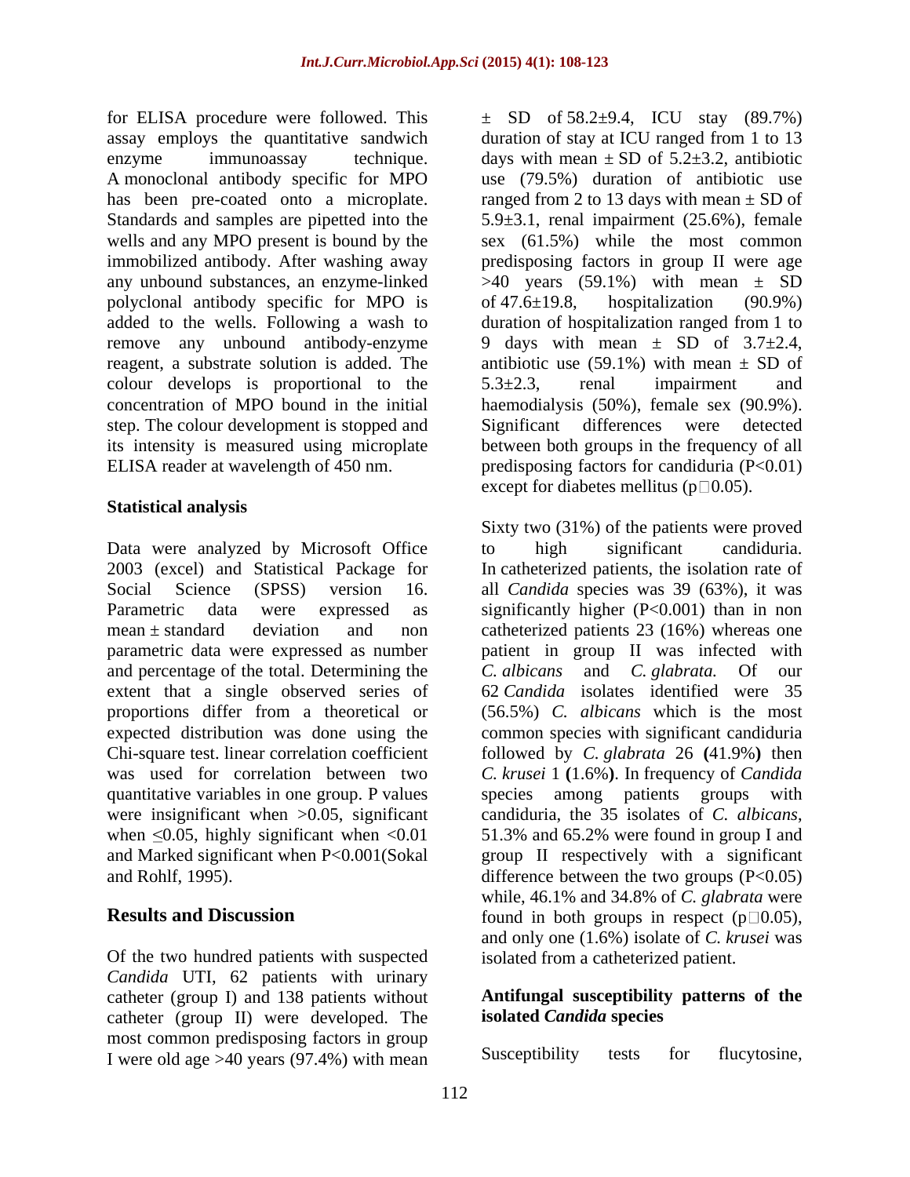for ELISA procedure were followed. This assay employs the quantitative sandwich enzyme immunoassay technique. A monoclonal antibody specific for MPO has been pre-coated onto a microplate. Standards and samples are pipetted into the wells and any MPO present is bound by the immobilized antibody. After washing away any unbound substances, an enzyme-linked polyclonal antibody specific for MPO is added to the wells. Following a wash to remove any unbound antibody-enzyme reagent, a substrate solution is added. The colour develops is proportional to the concentration of MPO bound in the initial step. The colour development is stopped and its intensity is measured using microplate ELISA reader at wavelength of 450 nm.

## Statistical analysis

Data were analyzed by Microsoft Office 2003 (excel) and Statistical Package for Social Science (SPSS) version 16. Parametric data were expressed as mean ± standard deviation and non parametric data were expressed as number and percentage of the total. Determining the extent that a single observed series of proportions differ from a theoretical or expected distribution was done using the Chi-square test. linear correlation coefficient was used for correlation between two quantitative variables in one group. P values were insignificant when >0.05, significant when ≤0.05, highly significant when <0.01 and Marked significant when P<0.001(Sokal and Rohlf, 1995).

## Results and Discussion

Of the two hundred patients with suspected *Candida* UTI, 62 patients with urinary catheter (group I) and 138 patients without catheter (group II) were developed. The most common predisposing factors in group I were old age >40 years (97.4%) with mean ± SD of 58.2±9.4, ICU stay (89.7%) duration of stay at ICU ranged from 1 to 13 days with mean ± SD of 5.2±3.2, antibiotic use (79.5%) duration of antibiotic use ranged from 2 to 13 days with mean ± SD of 5.9±3.1, renal impairment (25.6%), female sex (61.5%) while the most common predisposing factors in group II were age >40 years (59.1%) with mean ± SD of 47.6±19.8, hospitalization (90.9%) duration of hospitalization ranged from 1 to 9 days with mean ± SD of 3.7±2.4, antibiotic use (59.1%) with mean ± SD of 5.3±2.3, renal impairment and haemodialysis (50%), female sex (90.9%). Significant differences were detected between both groups in the frequency of all predisposing factors for candiduria (P<0.01) except for diabetes mellitus (p□0.05).

Sixty two (31%) of the patients were proved to high significant candiduria. In catheterized patients, the isolation rate of all *Candida* species was 39 (63%), it was significantly higher (P<0.001) than in non catheterized patients 23 (16%) whereas one patient in group II was infected with *C. albicans* and *C. glabrata.* Of our 62 *Candida* isolates identified were 35 (56.5%) *C. albicans* which is the most common species with significant candiduria followed by *C. glabrata* 26 **(**41.9%**)** then *C. krusei* 1 **(**1.6%**)**. In frequency of *Candida* species among patients groups with candiduria, the 35 isolates of *C. albicans*, 51.3% and 65.2% were found in group I and group II respectively with a significant difference between the two groups (P<0.05) while, 46.1% and 34.8% of *C. glabrata* were found in both groups in respect (p□0.05), and only one (1.6%) isolate of *C. krusei* was isolated from a catheterized patient.

### Antifungal susceptibility patterns of the isolated *Candida* species

Susceptibility tests for flucytosine,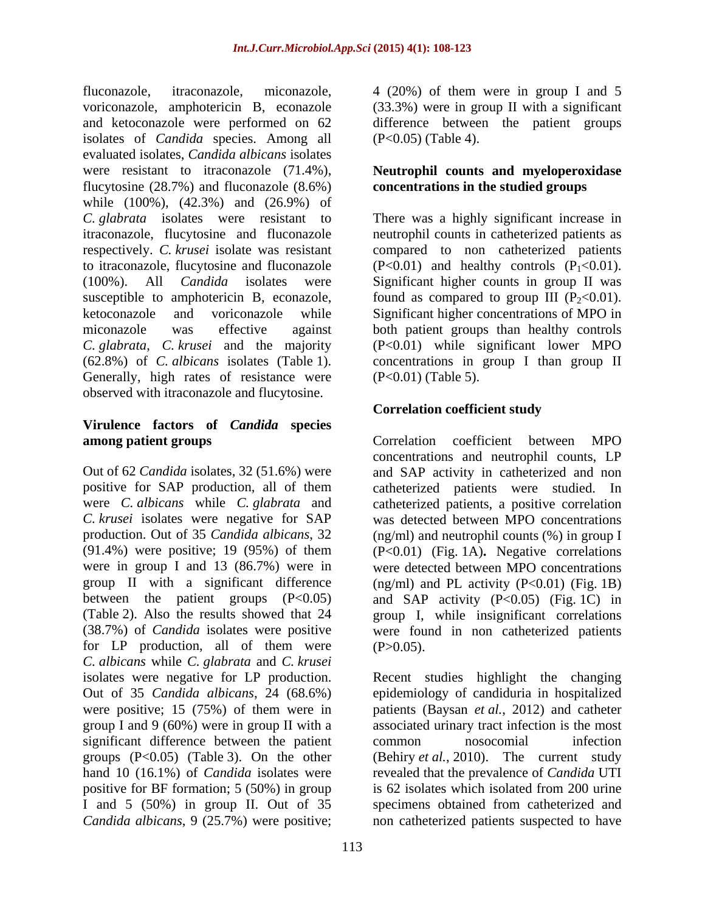fluconazole, itraconazole, miconazole, voriconazole, amphotericin B, econazole and ketoconazole were performed on 62 isolates of *Candida* species. Among all evaluated isolates, *Candida albicans* isolates were resistant to itraconazole (71.4%), flucytosine (28.7%) and fluconazole (8.6%) while (100%), (42.3%) and (26.9%) of *C. glabrata* isolates were resistant to itraconazole, flucytosine and fluconazole respectively. *C. krusei* isolate was resistant to itraconazole, flucytosine and fluconazole (100%). All *Candida* isolates were susceptible to amphotericin B, econazole, ketoconazole and voriconazole while miconazole was effective against *C. glabrata*, *C. krusei* and the majority (62.8%) of *C. albicans* isolates (Table 1). Generally, high rates of resistance were observed with itraconazole and flucytosine.

### Virulence factors of *Candida* species among patient groups

Out of 62 *Candida* isolates, 32 (51.6%) were positive for SAP production, all of them were *C. albicans* while *C. glabrata* and *C. krusei* isolates were negative for SAP production. Out of 35 *Candida albicans*, 32 (91.4%) were positive; 19 (95%) of them were in group I and 13 (86.7%) were in group II with a significant difference between the patient groups ($P<0.05$) (Table 2). Also the results showed that 24 (38.7%) of *Candida* isolates were positive for LP production, all of them were *C. albicans* while *C. glabrata* and *C. krusei* isolates were negative for LP production. Out of 35 *Candida albicans*, 24 (68.6%) were positive; 15 (75%) of them were in group I and 9 (60%) were in group II with a significant difference between the patient groups ($P<0.05$) (Table 3). On the other hand 10 (16.1%) of *Candida* isolates were positive for BF formation; 5 (50%) in group I and 5 (50%) in group II. Out of 35 *Candida albicans*, 9 (25.7%) were positive; 4 (20%) of them were in group I and 5 (33.3%) were in group II with a significant difference between the patient groups ($P<0.05$) (Table 4).

### Neutrophil counts and myeloperoxidase concentrations in the studied groups

There was a highly significant increase in neutrophil counts in catheterized patients as compared to non catheterized patients ($P<0.01$) and healthy controls ($P_1<0.01$). Significant higher counts in group II was found as compared to group III ($P_2<0.01$). Significant higher concentrations of MPO in both patient groups than healthy controls ($P<0.01$) while significant lower MPO concentrations in group I than group II ($P<0.01$) (Table 5).

### Correlation coefficient study

Correlation coefficient between MPO concentrations and neutrophil counts, LP and SAP activity in catheterized and non catheterized patients were studied. In catheterized patients, a positive correlation was detected between MPO concentrations (ng/ml) and neutrophil counts (%) in group I ($P<0.01$) (Fig. 1A**).** Negative correlations were detected between MPO concentrations (ng/ml) and PL activity ($P<0.01$) (Fig. 1B) and SAP activity ($P<0.05$) (Fig. 1C) in group I, while insignificant correlations were found in non catheterized patients ($P>0.05$).

Recent studies highlight the changing epidemiology of candiduria in hospitalized patients (Baysan *et al.*, 2012) and catheter associated urinary tract infection is the most common nosocomial infection (Behiry *et al.*, 2010). The current study revealed that the prevalence of *Candida* UTI is 62 isolates which isolated from 200 urine specimens obtained from catheterized and non catheterized patients suspected to have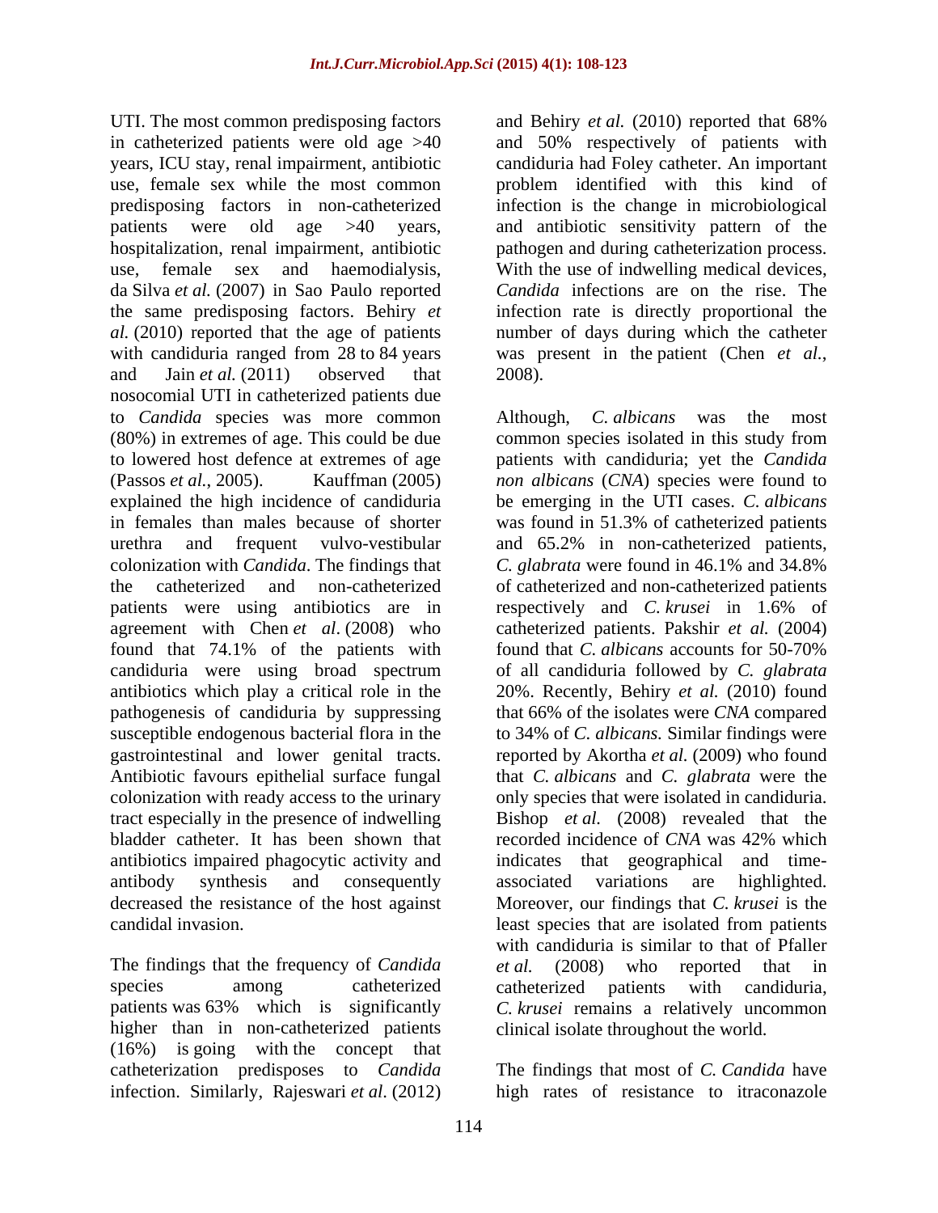UTI. The most common predisposing factors in catheterized patients were old age >40 years, ICU stay, renal impairment, antibiotic use, female sex while the most common predisposing factors in non-catheterized patients were old age >40 years, hospitalization, renal impairment, antibiotic use, female sex and haemodialysis, da Silva *et al.* (2007) in Sao Paulo reported the same predisposing factors. Behiry *et al.* (2010) reported that the age of patients with candiduria ranged from 28 to 84 years and Jain *et al.* (2011) observed that nosocomial UTI in catheterized patients due to *Candida* species was more common (80%) in extremes of age. This could be due to lowered host defence at extremes of age (Passos *et al.*, 2005). Kauffman (2005) explained the high incidence of candiduria in females than males because of shorter urethra and frequent vulvo-vestibular colonization with *Candida*. The findings that the catheterized and non-catheterized patients were using antibiotics are in agreement with Chen *et al*. (2008) who found that 74.1% of the patients with candiduria were using broad spectrum antibiotics which play a critical role in the pathogenesis of candiduria by suppressing susceptible endogenous bacterial flora in the gastrointestinal and lower genital tracts. Antibiotic favours epithelial surface fungal colonization with ready access to the urinary tract especially in the presence of indwelling bladder catheter. It has been shown that antibiotics impaired phagocytic activity and antibody synthesis and consequently decreased the resistance of the host against candidal invasion.

The findings that the frequency of *Candida* species among catheterized patients was 63% which is significantly higher than in non-catheterized patients (16%) is going with the concept that catheterization predisposes to *Candida* infection. Similarly, Rajeswari *et al*. (2012) and Behiry *et al.* (2010) reported that 68% and 50% respectively of patients with candiduria had Foley catheter. An important problem identified with this kind of infection is the change in microbiological and antibiotic sensitivity pattern of the pathogen and during catheterization process. With the use of indwelling medical devices, *Candida* infections are on the rise. The infection rate is directly proportional the number of days during which the catheter was present in the patient (Chen *et al.*, 2008).

Although, *C. albicans* was the most common species isolated in this study from patients with candiduria; yet the *Candida non albicans* (*CNA*) species were found to be emerging in the UTI cases. *C. albicans* was found in 51.3% of catheterized patients and 65.2% in non-catheterized patients, *C. glabrata* were found in 46.1% and 34.8% of catheterized and non-catheterized patients respectively and *C. krusei* in 1.6% of catheterized patients. Pakshir *et al.* (2004) found that *C. albicans* accounts for 50-70% of all candiduria followed by *C. glabrata* 20%. Recently, Behiry *et al.* (2010) found that 66% of the isolates were *CNA* compared to 34% of *C. albicans.* Similar findings were reported by Akortha *et al*. (2009) who found that *C. albicans* and *C. glabrata* were the only species that were isolated in candiduria. Bishop *et al*. (2008) revealed that the recorded incidence of *CNA* was 42% which indicates that geographical and time-associated variations are highlighted. Moreover, our findings that *C. krusei* is the least species that are isolated from patients with candiduria is similar to that of Pfaller *et al.* (2008) who reported that in catheterized patients with candiduria, *C. krusei* remains a relatively uncommon clinical isolate throughout the world.

The findings that most of *C. Candida* have high rates of resistance to itraconazole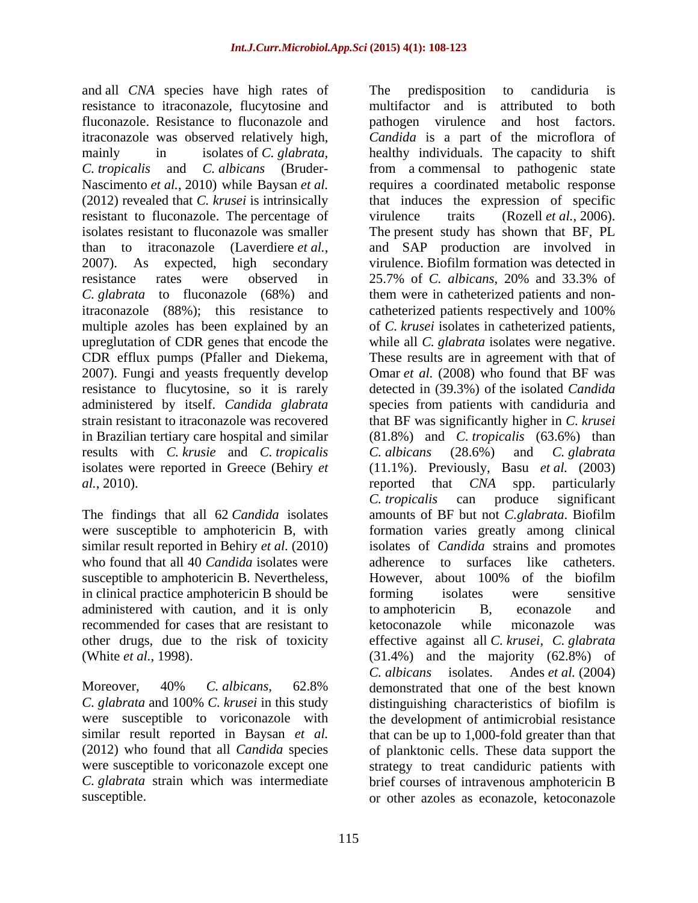and all *CNA* species have high rates of resistance to itraconazole, flucytosine and fluconazole. Resistance to fluconazole and itraconazole was observed relatively high, mainly in isolates of *C. glabrata, C. tropicalis* and *C. albicans* (Bruder-Nascimento *et al.*, 2010) while Baysan *et al.* (2012) revealed that *C. krusei* is intrinsically resistant to fluconazole. The percentage of isolates resistant to fluconazole was smaller than to itraconazole (Laverdiere *et al.*, 2007). As expected, high secondary resistance rates were observed in *C. glabrata* to fluconazole (68%) and itraconazole (88%); this resistance to multiple azoles has been explained by an upreglutation of CDR genes that encode the CDR efflux pumps (Pfaller and Diekema, 2007). Fungi and yeasts frequently develop resistance to flucytosine, so it is rarely administered by itself. *Candida glabrata* strain resistant to itraconazole was recovered in Brazilian tertiary care hospital and similar results with *C. krusie* and *C. tropicalis* isolates were reported in Greece (Behiry *et al.*, 2010).

The findings that all 62 *Candida* isolates were susceptible to amphotericin B, with similar result reported in Behiry *et al.* (2010) who found that all 40 *Candida* isolates were susceptible to amphotericin B. Nevertheless, in clinical practice amphotericin B should be administered with caution, and it is only recommended for cases that are resistant to other drugs, due to the risk of toxicity (White *et al.*, 1998).

Moreover, 40% *C. albicans*, 62.8% *C. glabrata* and 100% *C. krusei* in this study were susceptible to voriconazole with similar result reported in Baysan *et al.* (2012) who found that all *Candida* species were susceptible to voriconazole except one *C. glabrata* strain which was intermediate susceptible.

The predisposition to candiduria is multifactor and is attributed to both pathogen virulence and host factors. *Candida* is a part of the microflora of healthy individuals. The capacity to shift from a commensal to pathogenic state requires a coordinated metabolic response that induces the expression of specific virulence traits (Rozell *et al.*, 2006). The present study has shown that BF, PL and SAP production are involved in virulence. Biofilm formation was detected in 25.7% of *C. albicans*, 20% and 33.3% of them were in catheterized patients and non-catheterized patients respectively and 100% of *C. krusei* isolates in catheterized patients, while all *C. glabrata* isolates were negative. These results are in agreement with that of Omar *et al.* (2008) who found that BF was detected in (39.3%) of the isolated *Candida* species from patients with candiduria and that BF was significantly higher in *C. krusei* (81.8%) and *C. tropicalis* (63.6%) than *C. albicans* (28.6%) and *C. glabrata* (11.1%). Previously, Basu *et al.* (2003) reported that *CNA* spp. particularly *C. tropicalis* can produce significant amounts of BF but not *C.glabrata*. Biofilm formation varies greatly among clinical isolates of *Candida* strains and promotes adherence to surfaces like catheters. However, about 100% of the biofilm forming isolates were sensitive to amphotericin B, econazole and ketoconazole while miconazole was effective against all *C. krusei*, *C. glabrata* (31.4%) and the majority (62.8%) of *C. albicans* isolates. Andes *et al.* (2004) demonstrated that one of the best known distinguishing characteristics of biofilm is the development of antimicrobial resistance that can be up to 1,000-fold greater than that of planktonic cells. These data support the strategy to treat candiduric patients with brief courses of intravenous amphotericin B or other azoles as econazole, ketoconazole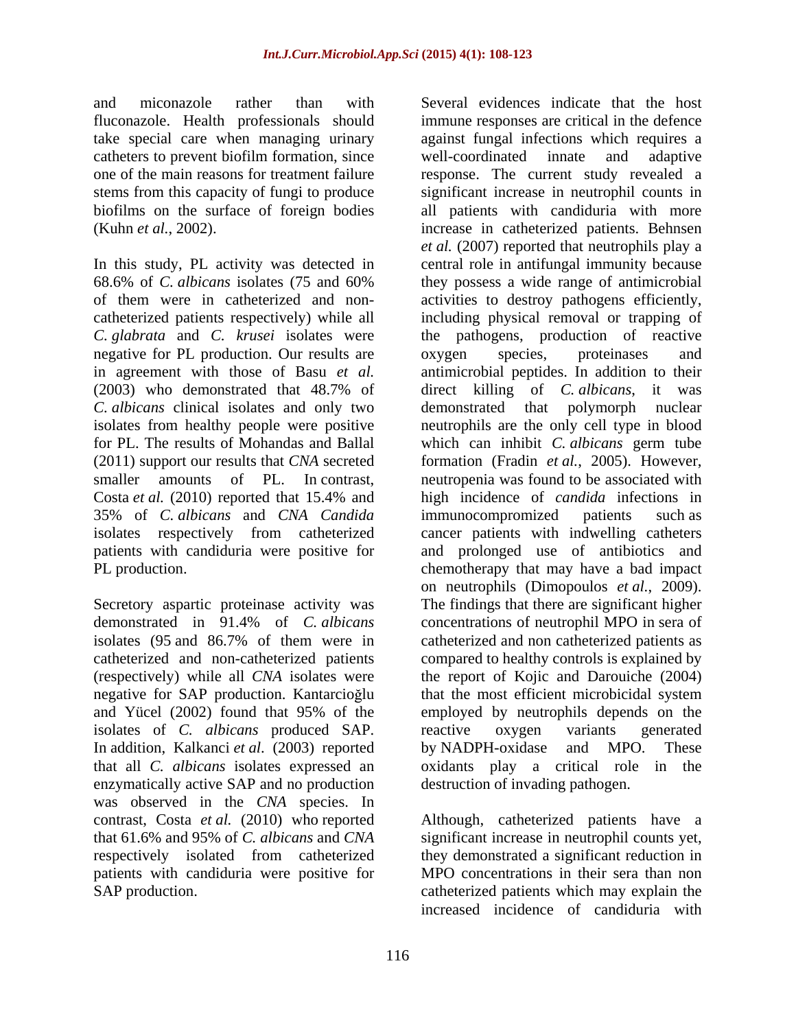and miconazole rather than with fluconazole. Health professionals should take special care when managing urinary catheters to prevent biofilm formation, since one of the main reasons for treatment failure stems from this capacity of fungi to produce biofilms on the surface of foreign bodies (Kuhn *et al.*, 2002).

In this study, PL activity was detected in 68.6% of *C. albicans* isolates (75 and 60% of them were in catheterized and non-catheterized patients respectively) while all *C. glabrata* and *C. krusei* isolates were negative for PL production. Our results are in agreement with those of Basu *et al.* (2003) who demonstrated that 48.7% of *C. albicans* clinical isolates and only two isolates from healthy people were positive for PL. The results of Mohandas and Ballal (2011) support our results that *CNA* secreted smaller amounts of PL. In contrast, Costa *et al.* (2010) reported that 15.4% and 35% of *C. albicans* and *CNA Candida* isolates respectively from catheterized patients with candiduria were positive for PL production.

Secretory aspartic proteinase activity was demonstrated in 91.4% of *C. albicans* isolates (95 and 86.7% of them were in catheterized and non-catheterized patients (respectively) while all *CNA* isolates were negative for SAP production. Kantarcioğlu and Yücel (2002) found that 95% of the isolates of *C. albicans* produced SAP. In addition, Kalkanci *et al*. (2003) reported that all *C. albicans* isolates expressed an enzymatically active SAP and no production was observed in the *CNA* species. In contrast, Costa *et al.* (2010) who reported that 61.6% and 95% of *C. albicans* and *CNA* respectively isolated from catheterized patients with candiduria were positive for SAP production.

Several evidences indicate that the host immune responses are critical in the defence against fungal infections which requires a well-coordinated innate and adaptive response. The current study revealed a significant increase in neutrophil counts in all patients with candiduria with more increase in catheterized patients. Behnsen *et al.* (2007) reported that neutrophils play a central role in antifungal immunity because they possess a wide range of antimicrobial activities to destroy pathogens efficiently, including physical removal or trapping of the pathogens, production of reactive oxygen species, proteinases and antimicrobial peptides. In addition to their direct killing of *C. albicans*, it was demonstrated that polymorph nuclear neutrophils are the only cell type in blood which can inhibit *C. albicans* germ tube formation (Fradin *et al.*, 2005). However, neutropenia was found to be associated with high incidence of *candida* infections in immunocompromized patients such as cancer patients with indwelling catheters and prolonged use of antibiotics and chemotherapy that may have a bad impact on neutrophils (Dimopoulos *et al.*, 2009). The findings that there are significant higher concentrations of neutrophil MPO in sera of catheterized and non catheterized patients as compared to healthy controls is explained by the report of Kojic and Darouiche (2004) that the most efficient microbicidal system employed by neutrophils depends on the reactive oxygen variants generated by NADPH-oxidase and MPO. These oxidants play a critical role in the destruction of invading pathogen.

Although, catheterized patients have a significant increase in neutrophil counts yet, they demonstrated a significant reduction in MPO concentrations in their sera than non catheterized patients which may explain the increased incidence of candiduria with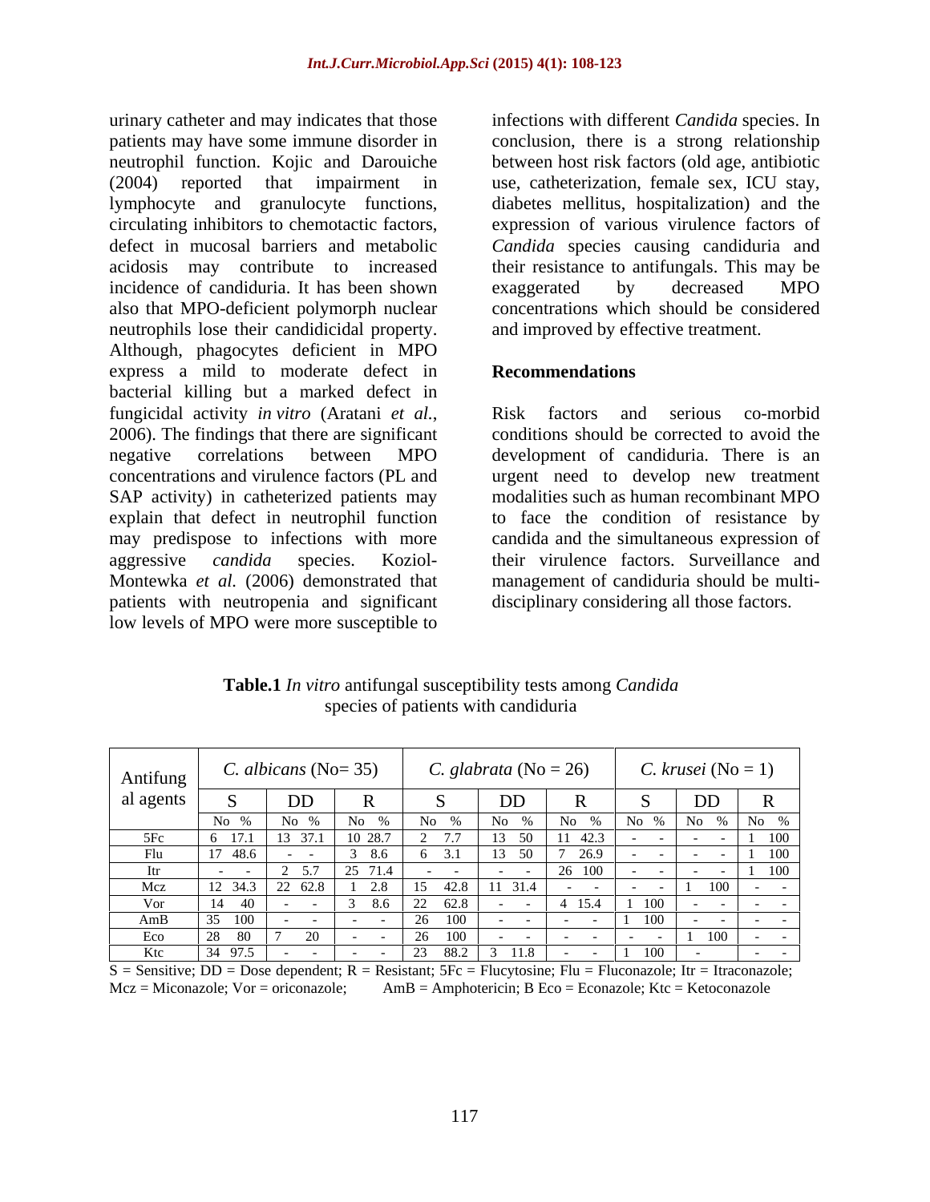urinary catheter and may indicates that those patients may have some immune disorder in neutrophil function. Kojic and Darouiche (2004) reported that impairment in lymphocyte and granulocyte functions, circulating inhibitors to chemotactic factors, defect in mucosal barriers and metabolic acidosis may contribute to increased incidence of candiduria. It has been shown also that MPO-deficient polymorph nuclear neutrophils lose their candidicidal property. Although, phagocytes deficient in MPO express a mild to moderate defect in bacterial killing but a marked defect in fungicidal activity *in vitro* (Aratani *et al.*, 2006). The findings that there are significant negative correlations between MPO concentrations and virulence factors (PL and SAP activity) in catheterized patients may explain that defect in neutrophil function may predispose to infections with more aggressive *candida* species. Koziol-Montewka *et al.* (2006) demonstrated that patients with neutropenia and significant low levels of MPO were more susceptible to infections with different *Candida* species. In conclusion, there is a strong relationship between host risk factors (old age, antibiotic use, catheterization, female sex, ICU stay, diabetes mellitus, hospitalization) and the expression of various virulence factors of *Candida* species causing candiduria and their resistance to antifungals. This may be exaggerated by decreased MPO concentrations which should be considered and improved by effective treatment.

## Recommendations

Risk factors and serious co-morbid conditions should be corrected to avoid the development of candiduria. There is an urgent need to develop new treatment modalities such as human recombinant MPO to face the condition of resistance by candida and the simultaneous expression of their virulence factors. Surveillance and management of candiduria should be multi-disciplinary considering all those factors.

**Table.1** *In vitro* antifungal susceptibility tests among *Candida* species of patients with candiduria

| Antifungal agents | *C. albicans* (No= 35) | | | *C. glabrata* (No = 26) | | | *C. krusei* (No = 1) | | |
|---|---|---|---|---|---|---|---|---|---|
| | S | DD | R | S | DD | R | S | DD | R |
| | No % | No % | No % | No % | No % | No % | No % | No % | No % |
| 5Fc | 6 17.1 | 13 37.1 | 10 28.7 | 2 7.7 | 13 50 | 11 42.3 | - - | - - | 1 100 |
| Flu | 17 48.6 | - - | 3 8.6 | 6 3.1 | 13 50 | 7 26.9 | - - | - - | 1 100 |
| Itr | - - | 2 5.7 | 25 71.4 | - - | - - | 26 100 | - - | - - | 1 100 |
| Mcz | 12 34.3 | 22 62.8 | 1 2.8 | 15 42.8 | 11 31.4 | - - | - - | 1 100 | - - |
| Vor | 14 40 | - - | 3 8.6 | 22 62.8 | - - | 4 15.4 | 1 100 | - - | - - |
| AmB | 35 100 | - - | - - | 26 100 | - - | - - | 1 100 | - - | - - |
| Eco | 28 80 | 7 20 | - - | 26 100 | - - | - - | - - | 1 100 | - - |
| Ktc | 34 97.5 | - - | - - | 23 88.2 | 3 11.8 | - - | 1 100 | - | - - |

S = Sensitive; DD = Dose dependent; R = Resistant; 5Fc = Flucytosine; Flu = Fluconazole; Itr = Itraconazole; Mcz = Miconazole; Vor = oriconazole; AmB = Amphotericin; B Eco = Econazole; Ktc = Ketoconazole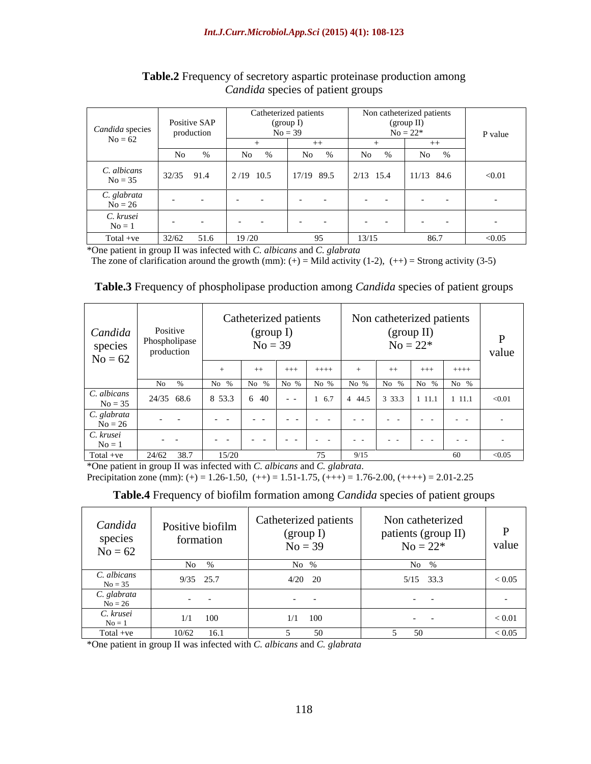**Table.2** Frequency of secretory aspartic proteinase production among *Candida* species of patient groups

| *Candida* species No = 62 | Positive SAP production | Catheterized patients (group I) No = 39 | | Non catheterized patients (group II) No = 22* | | P value |
|---|---|---|---|---|---|---|
| | | + | ++ | + | ++ | |
| | No % | No % | No % | No % | No % | |
| *C. albicans* No = 35 | 32/35 91.4 | 2 /19 10.5 | 17/19 89.5 | 2/13 15.4 | 11/13 84.6 | <0.01 |
| *C. glabrata* No = 26 | - - | - - | - - | - - | - - | - |
| *C. krusei* No = 1 | - - | - - | - - | - - | - - | - |
| Total +ve | 32/62 51.6 | 19 /20 | 95 | 13/15 | 86.7 | <0.05 |

*One patient in group II was infected with *C. albicans* and *C. glabrata*
The zone of clarification around the growth (mm): (+) = Mild activity (1-2), (++) = Strong activity (3-5)

**Table.3** Frequency of phospholipase production among *Candida* species of patient groups

| *Candida* species No = 62 | Positive Phospholipase production | Catheterized patients (group I) No = 39 | | | | Non catheterized patients (group II) No = 22* | | | | P value |
|---|---|---|---|---|---|---|---|---|---|---|
| | | + | ++ | +++ | ++++ | + | ++ | +++ | ++++ | |
| | No % | No % | No % | No % | No % | No % | No % | No % | No % | |
| *C. albicans* No = 35 | 24/35 68.6 | 8 53.3 | 6 40 | - - | 1 6.7 | 4 44.5 | 3 33.3 | 1 11.1 | 1 11.1 | <0.01 |
| *C. glabrata* No = 26 | - - | - - | - - | - - | - - | - - | - - | - - | - - | - |
| *C. krusei* No = 1 | - - | - - | - - | - - | - - | - - | - - | - - | - - | - |
| Total +ve | 24/62 38.7 | 15/20 | | | 75 | 9/15 | | | 60 | <0.05 |

*One patient in group II was infected with *C. albicans* and *C. glabrata*.
Precipitation zone (mm): (+) = 1.26-1.50, (++) = 1.51-1.75, (+++) = 1.76-2.00, (++++) = 2.01-2.25

**Table.4** Frequency of biofilm formation among *Candida* species of patient groups

| *Candida* species No = 62 | Positive biofilm formation | Catheterized patients (group I) No = 39 | Non catheterized patients (group II) No = 22* | P value |
|---|---|---|---|---|
| | No % | No % | No % | |
| *C. albicans* No = 35 | 9/35 25.7 | 4/20 20 | 5/15 33.3 | < 0.05 |
| *C. glabrata* No = 26 | - - | - - | - - | - |
| *C. krusei* No = 1 | 1/1 100 | 1/1 100 | - - | < 0.01 |
| Total +ve | 10/62 16.1 | 5 50 | 5 50 | < 0.05 |

*One patient in group II was infected with *C. albicans* and *C. glabrata*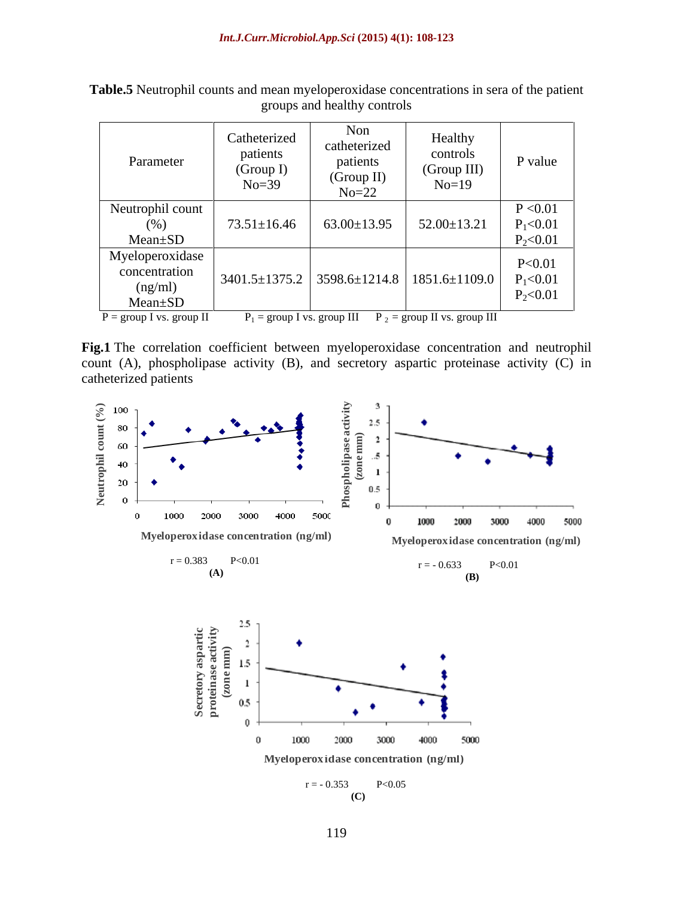**Table.5** Neutrophil counts and mean myeloperoxidase concentrations in sera of the patient groups and healthy controls

| Parameter | Catheterized patients (Group I) No=39 | Non catheterized patients (Group II) No=22 | Healthy controls (Group III) No=19 | P value |
|---|---|---|---|---|
| Neutrophil count (%) Mean±SD | 73.51±16.46 | 63.00±13.95 | 52.00±13.21 | $P < 0.01$ $P_1 < 0.01$ $P_2 < 0.01$ |
| Myeloperoxidase concentration (ng/ml) Mean±SD | 3401.5±1375.2 | 3598.6±1214.8 | 1851.6±1109.0 | $P < 0.01$ $P_1 < 0.01$ $P_2 < 0.01$ |

P = group I vs. group II  $P_1$ = group I vs. group III  $P_2$ = group II vs. group III

**Fig.1** The correlation coefficient between myeloperoxidase concentration and neutrophil count (A), phospholipase activity (B), and secretory aspartic proteinase activity (C) in catheterized patients

$r = 0.383$  $P<0.01$
**(A)**

$r = -0.633$  $P<0.01$
**(B)**

$r = -0.353$  $P<0.05$
**(C)**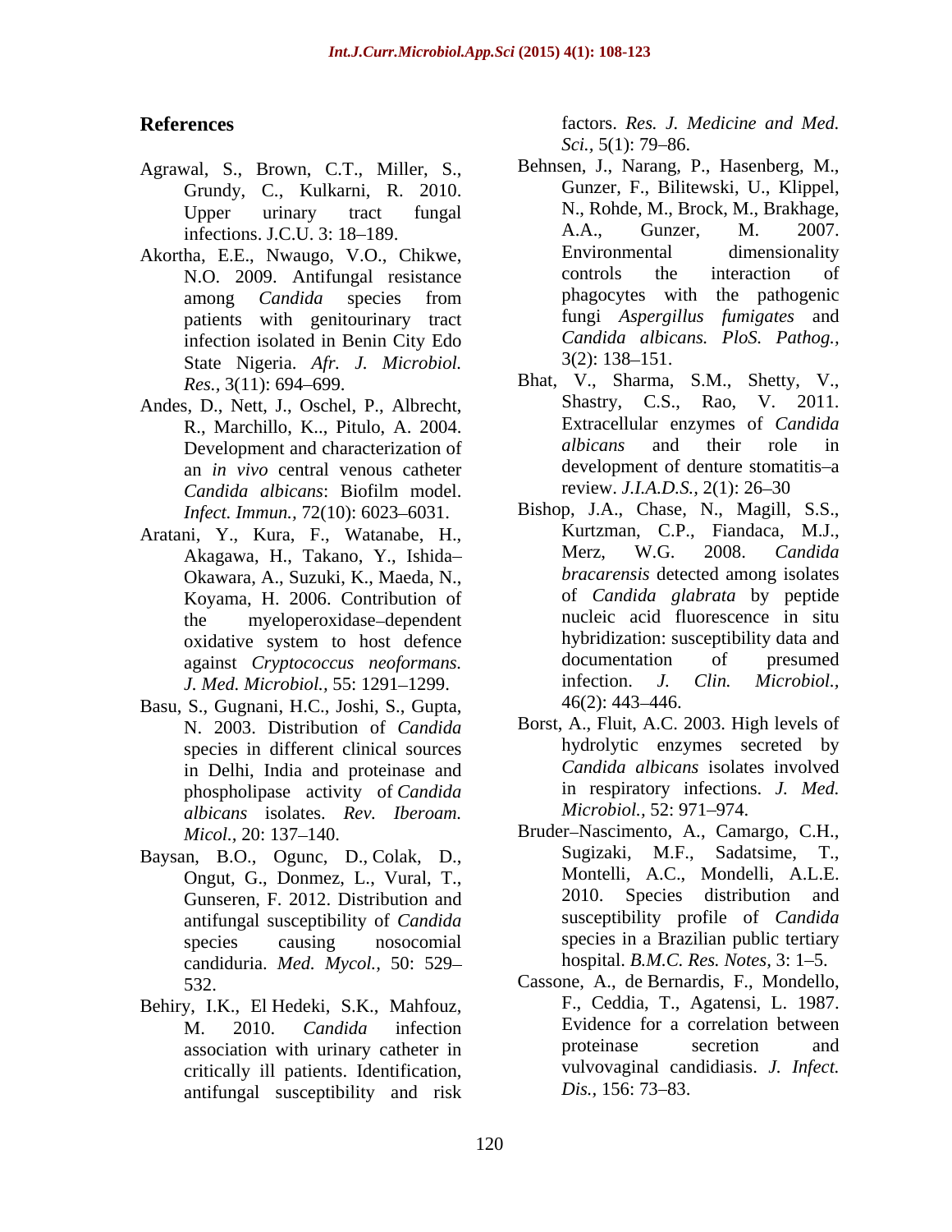## References

Agrawal, S., Brown, C.T., Miller, S., Grundy, C., Kulkarni, R. 2010. Upper urinary tract fungal infections. J.C.U. 3: 18–189.

Akortha, E.E., Nwaugo, V.O., Chikwe, N.O. 2009. Antifungal resistance among *Candida* species from patients with genitourinary tract infection isolated in Benin City Edo State Nigeria. *Afr. J. Microbiol. Res.,* 3(11): 694–699.

Andes, D., Nett, J., Oschel, P., Albrecht, R., Marchillo, K.., Pitulo, A. 2004. Development and characterization of an *in vivo* central venous catheter *Candida albicans*: Biofilm model. *Infect. Immun.,* 72(10): 6023–6031.

Aratani, Y., Kura, F., Watanabe, H., Akagawa, H., Takano, Y., Ishida–Okawara, A., Suzuki, K., Maeda, N., Koyama, H. 2006. Contribution of the myeloperoxidase–dependent oxidative system to host defence against *Cryptococcus neoformans. J. Med. Microbiol.,* 55: 1291–1299.

Basu, S., Gugnani, H.C., Joshi, S., Gupta, N. 2003. Distribution of *Candida* species in different clinical sources in Delhi, India and proteinase and phospholipase activity of *Candida albicans* isolates. *Rev. Iberoam. Micol.,* 20: 137–140.

Baysan, B.O., Ogunc, D., Colak, D., Ongut, G., Donmez, L., Vural, T., Gunseren, F. 2012. Distribution and antifungal susceptibility of *Candida* species causing nosocomial candiduria. *Med. Mycol.,* 50: 529–532.

Behiry, I.K., El Hedeki, S.K., Mahfouz, M. 2010. *Candida* infection association with urinary catheter in critically ill patients. Identification, antifungal susceptibility and risk factors. *Res. J. Medicine and Med. Sci.,* 5(1): 79–86.

Behnsen, J., Narang, P., Hasenberg, M., Gunzer, F., Bilitewski, U., Klippel, N., Rohde, M., Brock, M., Brakhage, A.A., Gunzer, M. 2007. Environmental dimensionality controls the interaction of phagocytes with the pathogenic fungi *Aspergillus fumigates* and *Candida albicans. PloS. Pathog.,* 3(2): 138–151.

Bhat, V., Sharma, S.M., Shetty, V., Shastry, C.S., Rao, V. 2011. Extracellular enzymes of *Candida albicans* and their role in development of denture stomatitis–a review. *J.I.A.D.S.,* 2(1): 26–30

Bishop, J.A., Chase, N., Magill, S.S., Kurtzman, C.P., Fiandaca, M.J., Merz, W.G. 2008. *Candida bracarensis* detected among isolates of *Candida glabrata* by peptide nucleic acid fluorescence in situ hybridization: susceptibility data and documentation of presumed infection. *J. Clin. Microbiol.,* 46(2): 443–446.

Borst, A., Fluit, A.C. 2003. High levels of hydrolytic enzymes secreted by *Candida albicans* isolates involved in respiratory infections. *J. Med. Microbiol.,* 52: 971–974.

Bruder–Nascimento, A., Camargo, C.H., Sugizaki, M.F., Sadatsime, T., Montelli, A.C., Mondelli, A.L.E. 2010. Species distribution and susceptibility profile of *Candida* species in a Brazilian public tertiary hospital. *B.M.C. Res. Notes,* 3: 1–5.

Cassone, A., de Bernardis, F., Mondello, F., Ceddia, T., Agatensi, L. 1987. Evidence for a correlation between proteinase secretion and vulvovaginal candidiasis. *J. Infect. Dis.,* 156: 73–83.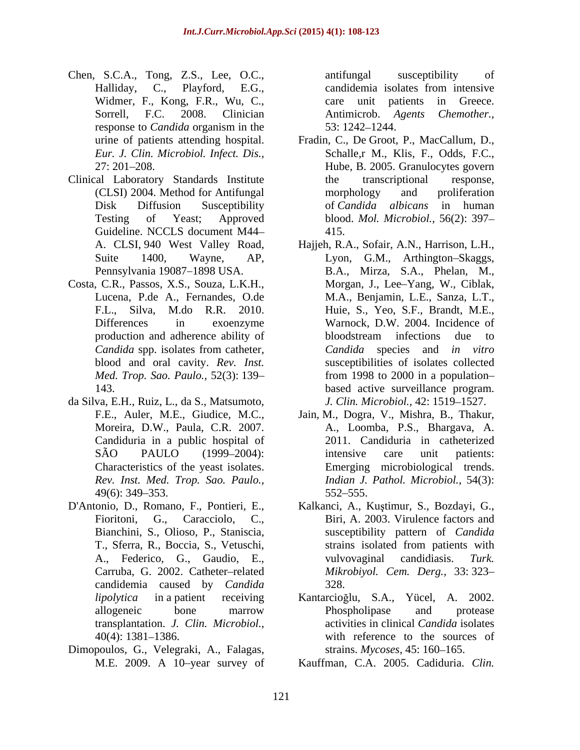Chen, S.C.A., Tong, Z.S., Lee, O.C., Halliday, C., Playford, E.G., Widmer, F., Kong, F.R., Wu, C., Sorrell, F.C. 2008. Clinician response to *Candida* organism in the urine of patients attending hospital. *Eur. J. Clin. Microbiol. Infect. Dis.,* 27: 201–208.

Clinical Laboratory Standards Institute (CLSI) 2004. Method for Antifungal Disk Diffusion Susceptibility Testing of Yeast; Approved Guideline. NCCLS document M44–A. CLSI, 940 West Valley Road, Suite 1400, Wayne, AP, Pennsylvania 19087–1898 USA.

Costa, C.R., Passos, X.S., Souza, L.K.H., Lucena, P.de A., Fernandes, O.de F.L., Silva, M.do R.R. 2010. Differences in exoenzyme production and adherence ability of *Candida* spp. isolates from catheter, blood and oral cavity. *Rev. Inst. Med. Trop. Sao. Paulo.,* 52(3): 139–143.

da Silva, E.H., Ruiz, L., da S., Matsumoto, F.E., Auler, M.E., Giudice, M.C., Moreira, D.W., Paula, C.R. 2007. Candiduria in a public hospital of SÃO PAULO (1999–2004): Characteristics of the yeast isolates. *Rev. Inst. Med. Trop. Sao. Paulo.,* 49(6): 349–353.

D'Antonio, D., Romano, F., Pontieri, E., Fioritoni, G., Caracciolo, C., Bianchini, S., Olioso, P., Staniscia, T., Sferra, R., Boccia, S., Vetuschi, A., Federico, G., Gaudio, E., Carruba, G. 2002. Catheter–related candidemia caused by *Candida lipolytica* in a patient receiving allogeneic bone marrow transplantation. *J. Clin. Microbiol.,* 40(4): 1381–1386.

Dimopoulos, G., Velegraki, A., Falagas, M.E. 2009. A 10–year survey of antifungal susceptibility of candidemia isolates from intensive care unit patients in Greece. Antimicrob. *Agents Chemother.,* 53: 1242–1244.

Fradin, C., De Groot, P., MacCallum, D., Schalle,r M., Klis, F., Odds, F.C., Hube, B. 2005. Granulocytes govern the transcriptional response, morphology and proliferation of *Candida albicans* in human blood. *Mol. Microbiol.,* 56(2): 397–415.

Hajjeh, R.A., Sofair, A.N., Harrison, L.H., Lyon, G.M., Arthington–Skaggs, B.A., Mirza, S.A., Phelan, M., Morgan, J., Lee–Yang, W., Ciblak, M.A., Benjamin, L.E., Sanza, L.T., Huie, S., Yeo, S.F., Brandt, M.E., Warnock, D.W. 2004. Incidence of bloodstream infections due to *Candida* species and *in vitro* susceptibilities of isolates collected from 1998 to 2000 in a population–based active surveillance program. *J. Clin. Microbiol.,* 42: 1519–1527.

Jain, M., Dogra, V., Mishra, B., Thakur, A., Loomba, P.S., Bhargava, A. 2011. Candiduria in catheterized intensive care unit patients: Emerging microbiological trends. *Indian J. Pathol. Microbiol.,* 54(3): 552–555.

Kalkanci, A., Kuştimur, S., Bozdayi, G., Biri, A. 2003. Virulence factors and susceptibility pattern of *Candida* strains isolated from patients with vulvovaginal candidiasis. *Turk. Mikrobiyol. Cem. Derg.,* 33: 323–328.

Kantarcioğlu, S.A., Yücel, A. 2002. Phospholipase and protease activities in clinical *Candida* isolates with reference to the sources of strains. *Mycoses,* 45: 160–165.

Kauffman, C.A. 2005. Cadiduria. *Clin.*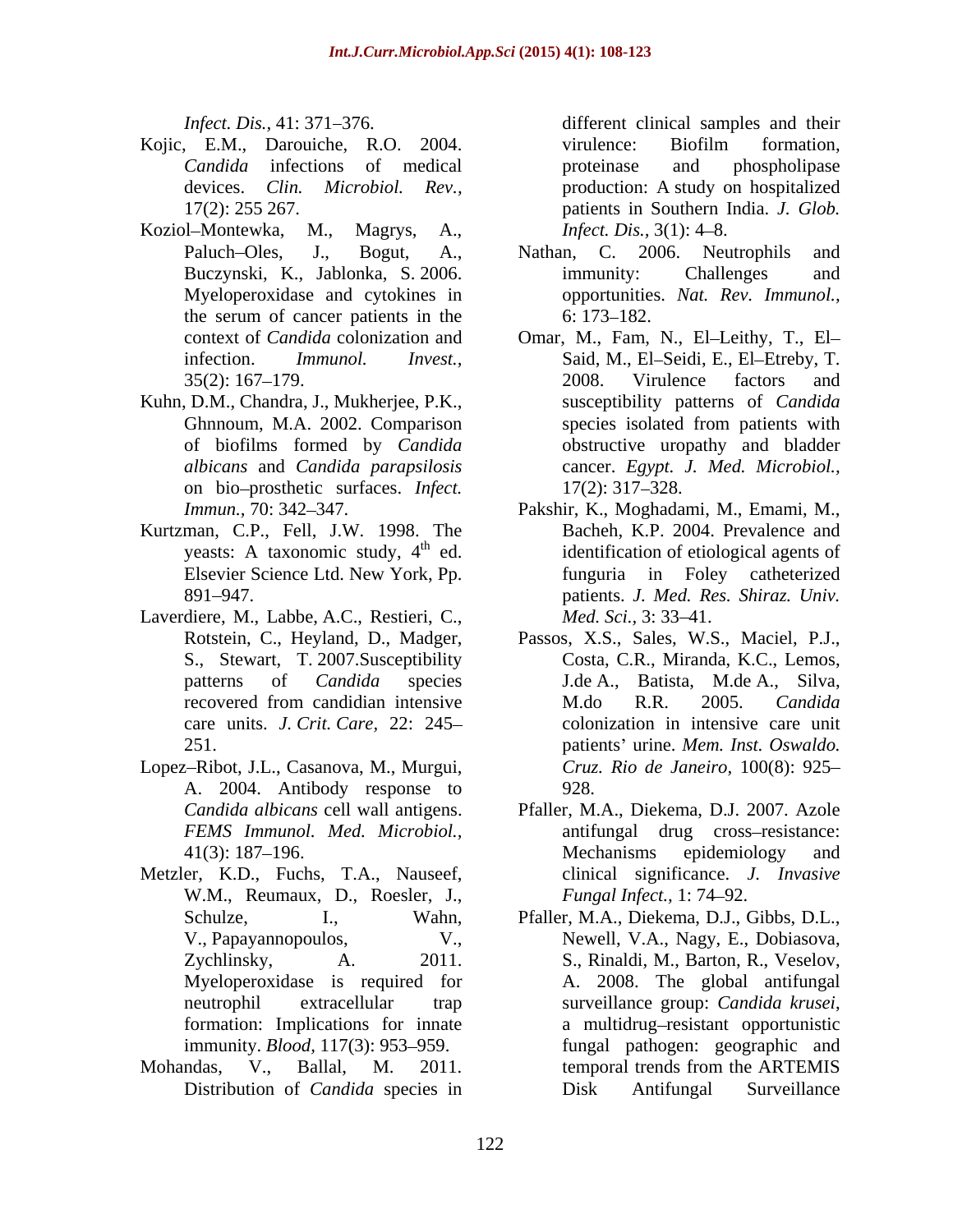*Infect. Dis.,* 41: 371–376.

Kojic, E.M., Darouiche, R.O. 2004. *Candida* infections of medical devices. *Clin. Microbiol. Rev.,* 17(2): 255 267.

Koziol–Montewka, M., Magrys, A., Paluch–Oles, J., Bogut, A., Buczynski, K., Jablonka, S. 2006. Myeloperoxidase and cytokines in the serum of cancer patients in the context of *Candida* colonization and infection. *Immunol. Invest.,* 35(2): 167–179.

Kuhn, D.M., Chandra, J., Mukherjee, P.K., Ghnnoum, M.A. 2002. Comparison of biofilms formed by *Candida albicans* and *Candida parapsilosis* on bio–prosthetic surfaces. *Infect. Immun.,* 70: 342–347.

Kurtzman, C.P., Fell, J.W. 1998. The yeasts: A taxonomic study, 4th ed. Elsevier Science Ltd. New York, Pp. 891–947.

Laverdiere, M., Labbe, A.C., Restieri, C., Rotstein, C., Heyland, D., Madger, S., Stewart, T. 2007.Susceptibility patterns of *Candida* species recovered from candidian intensive care units. *J. Crit. Care,* 22: 245–251.

Lopez–Ribot, J.L., Casanova, M., Murgui, A. 2004. Antibody response to *Candida albicans* cell wall antigens. *FEMS Immunol. Med. Microbiol.,* 41(3): 187–196.

Metzler, K.D., Fuchs, T.A., Nauseef, W.M., Reumaux, D., Roesler, J., Schulze, I., Wahn, V., Papayannopoulos, V., Zychlinsky, A. 2011. Myeloperoxidase is required for neutrophil extracellular trap formation: Implications for innate immunity. *Blood,* 117(3): 953–959.

Mohandas, V., Ballal, M. 2011. Distribution of *Candida* species in different clinical samples and their virulence: Biofilm formation, proteinase and phospholipase production: A study on hospitalized patients in Southern India. *J. Glob. Infect. Dis.,* 3(1): 4–8.

Nathan, C. 2006. Neutrophils and immunity: Challenges and opportunities. *Nat. Rev. Immunol.,* 6: 173–182.

Omar, M., Fam, N., El–Leithy, T., El–Said, M., El–Seidi, E., El–Etreby, T. 2008. Virulence factors and susceptibility patterns of *Candida* species isolated from patients with obstructive uropathy and bladder cancer. *Egypt. J. Med. Microbiol.,* 17(2): 317–328.

Pakshir, K., Moghadami, M., Emami, M., Bacheh, K.P. 2004. Prevalence and identification of etiological agents of funguria in Foley catheterized patients. *J. Med. Res. Shiraz. Univ. Med. Sci.,* 3: 33–41.

Passos, X.S., Sales, W.S., Maciel, P.J., Costa, C.R., Miranda, K.C., Lemos, J.de A., Batista, M.de A., Silva, M.do R.R. 2005. *Candida* colonization in intensive care unit patients' urine. *Mem. Inst. Oswaldo. Cruz. Rio de Janeiro,* 100(8): 925–928.

Pfaller, M.A., Diekema, D.J. 2007. Azole antifungal drug cross–resistance: Mechanisms epidemiology and clinical significance. *J. Invasive Fungal Infect.,* 1: 74–92.

Pfaller, M.A., Diekema, D.J., Gibbs, D.L., Newell, V.A., Nagy, E., Dobiasova, S., Rinaldi, M., Barton, R., Veselov, A. 2008. The global antifungal surveillance group: *Candida krusei*, a multidrug–resistant opportunistic fungal pathogen: geographic and temporal trends from the ARTEMIS Disk Antifungal Surveillance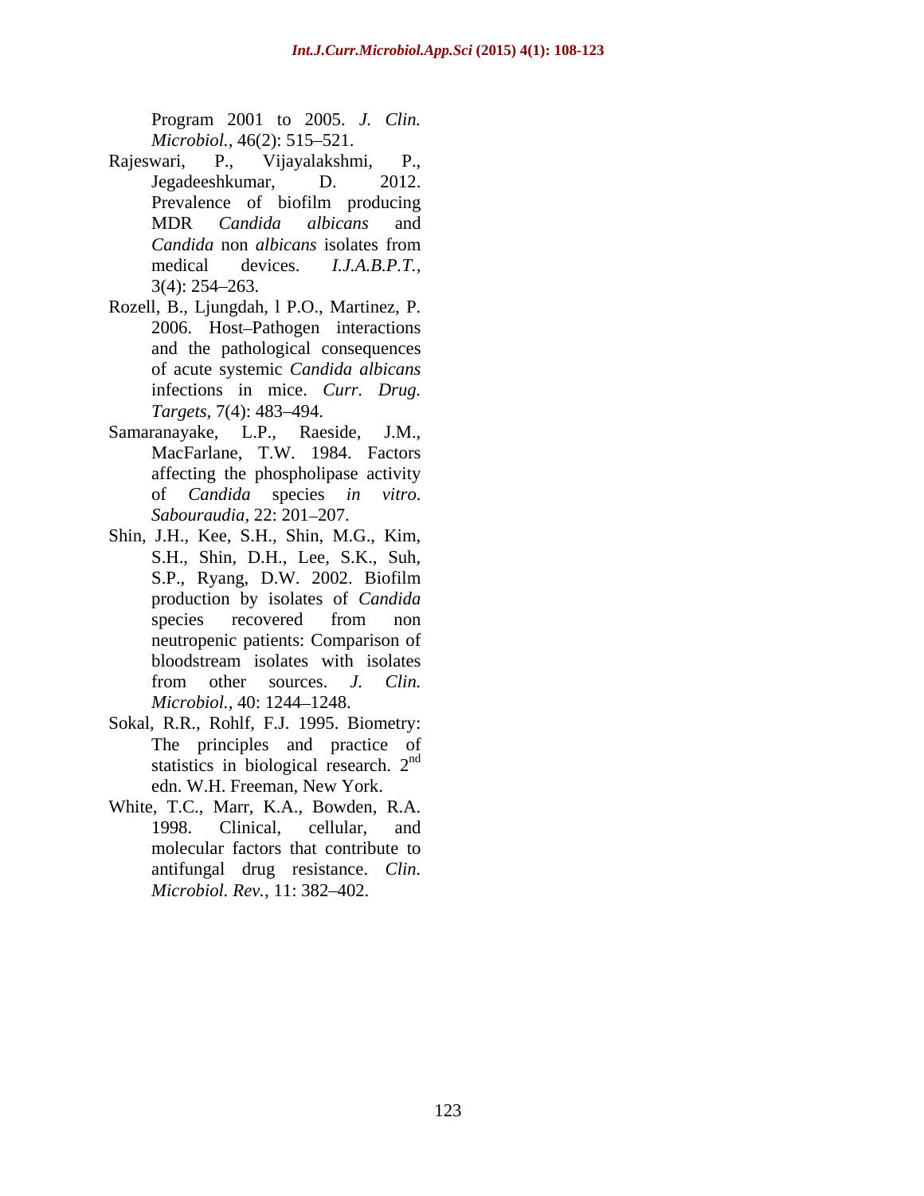Program 2001 to 2005. *J. Clin. Microbiol.*, 46(2): 515–521.

Rajeswari, P., Vijayalakshmi, P., Jegadeeshkumar, D. 2012. Prevalence of biofilm producing MDR *Candida albicans* and *Candida* non *albicans* isolates from medical devices. *I.J.A.B.P.T.*, 3(4): 254–263.

Rozell, B., Ljungdah, l P.O., Martinez, P. 2006. Host–Pathogen interactions and the pathological consequences of acute systemic *Candida albicans* infections in mice. *Curr. Drug. Targets,* 7(4): 483–494.

Samaranayake, L.P., Raeside, J.M., MacFarlane, T.W. 1984. Factors affecting the phospholipase activity of *Candida* species *in vitro*. *Sabouraudia,* 22: 201–207.

Shin, J.H., Kee, S.H., Shin, M.G., Kim, S.H., Shin, D.H., Lee, S.K., Suh, S.P., Ryang, D.W. 2002. Biofilm production by isolates of *Candida* species recovered from non neutropenic patients: Comparison of bloodstream isolates with isolates from other sources. *J. Clin. Microbiol.*, 40: 1244–1248.

Sokal, R.R., Rohlf, F.J. 1995. Biometry: The principles and practice of statistics in biological research. 2nd edn. W.H. Freeman, New York.

White, T.C., Marr, K.A., Bowden, R.A. 1998. Clinical, cellular, and molecular factors that contribute to antifungal drug resistance. *Clin. Microbiol. Rev.*, 11: 382–402.